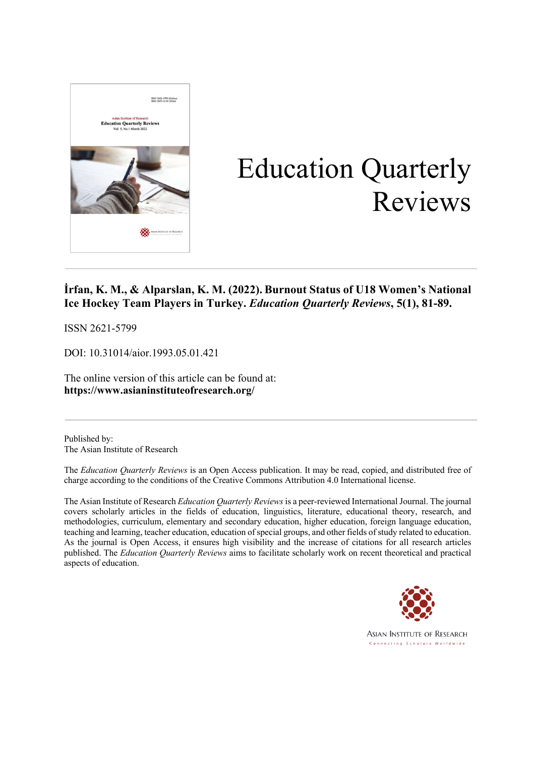# Education Quarterly Reviews

**İrfan, K. M., & Alparslan, K. M. (2022). Burnout Status of U18 Women's National Ice Hockey Team Players in Turkey. *Education Quarterly Reviews*, 5(1), 81-89.**

ISSN 2621-5799

DOI: 10.31014/aior.1993.05.01.421

The online version of this article can be found at:
**https://www.asianinstituteofresearch.org/**

Published by:
The Asian Institute of Research

The *Education Quarterly Reviews* is an Open Access publication. It may be read, copied, and distributed free of charge according to the conditions of the Creative Commons Attribution 4.0 International license.

The Asian Institute of Research *Education Quarterly Reviews* is a peer-reviewed International Journal. The journal covers scholarly articles in the fields of education, linguistics, literature, educational theory, research, and methodologies, curriculum, elementary and secondary education, higher education, foreign language education, teaching and learning, teacher education, education of special groups, and other fields of study related to education. As the journal is Open Access, it ensures high visibility and the increase of citations for all research articles published. The *Education Quarterly Reviews* aims to facilitate scholarly work on recent theoretical and practical aspects of education.

ASIAN INSTITUTE OF RESEARCH
Connecting Scholars Worldwide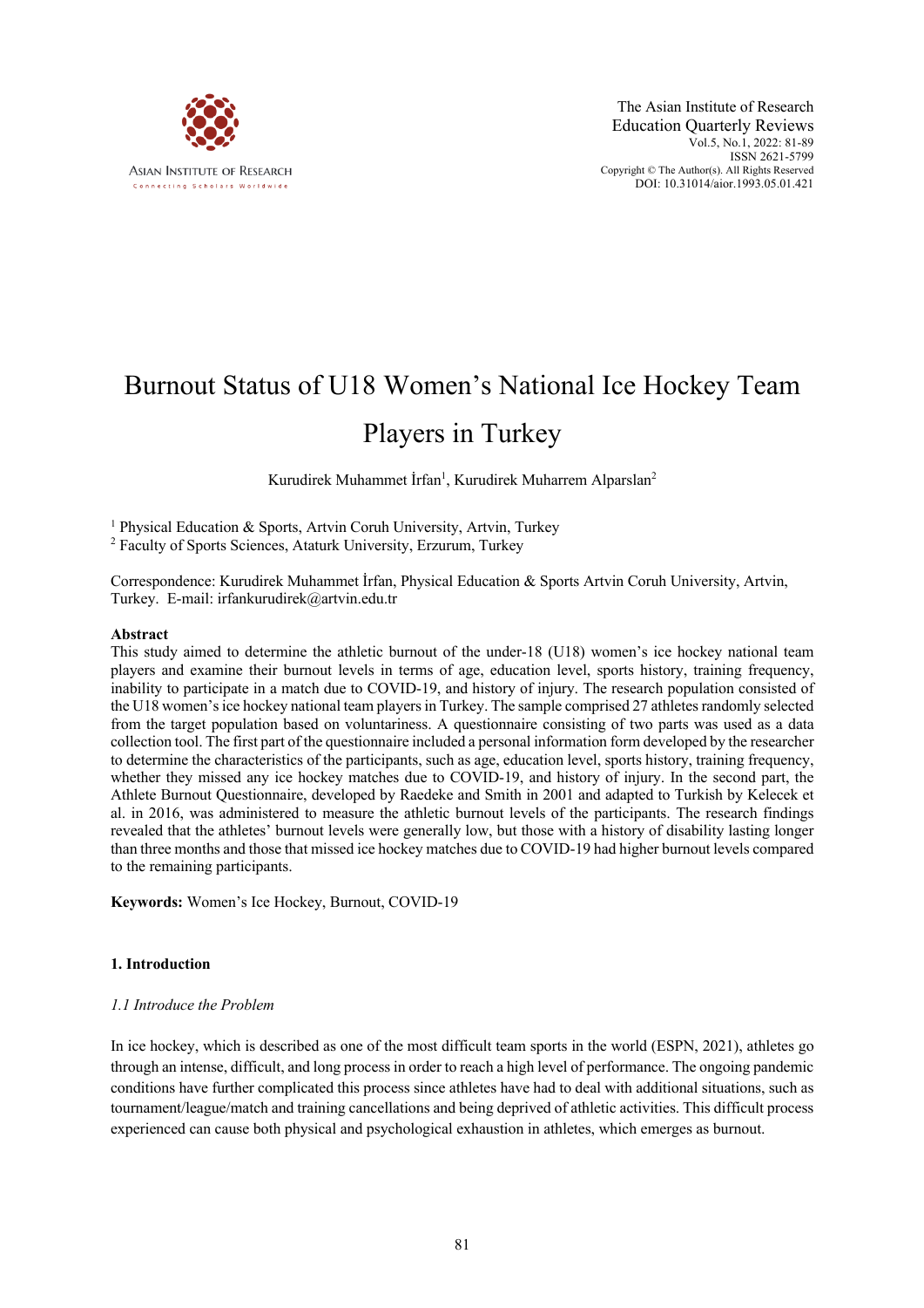# Burnout Status of U18 Women's National Ice Hockey Team Players in Turkey

Kurudirek Muhammet İrfan[1], Kurudirek Muharrem Alparslan[2]

[1] Physical Education & Sports, Artvin Coruh University, Artvin, Turkey
[2] Faculty of Sports Sciences, Ataturk University, Erzurum, Turkey

Correspondence: Kurudirek Muhammet İrfan, Physical Education & Sports Artvin Coruh University, Artvin, Turkey. E-mail: irfankurudirek@artvin.edu.tr

## Abstract

This study aimed to determine the athletic burnout of the under-18 (U18) women's ice hockey national team players and examine their burnout levels in terms of age, education level, sports history, training frequency, inability to participate in a match due to COVID-19, and history of injury. The research population consisted of the U18 women's ice hockey national team players in Turkey. The sample comprised 27 athletes randomly selected from the target population based on voluntariness. A questionnaire consisting of two parts was used as a data collection tool. The first part of the questionnaire included a personal information form developed by the researcher to determine the characteristics of the participants, such as age, education level, sports history, training frequency, whether they missed any ice hockey matches due to COVID-19, and history of injury. In the second part, the Athlete Burnout Questionnaire, developed by Raedeke and Smith in 2001 and adapted to Turkish by Kelecek et al. in 2016, was administered to measure the athletic burnout levels of the participants. The research findings revealed that the athletes' burnout levels were generally low, but those with a history of disability lasting longer than three months and those that missed ice hockey matches due to COVID-19 had higher burnout levels compared to the remaining participants.

**Keywords:** Women's Ice Hockey, Burnout, COVID-19

## 1. Introduction

### *1.1 Introduce the Problem*

In ice hockey, which is described as one of the most difficult team sports in the world (ESPN, 2021), athletes go through an intense, difficult, and long process in order to reach a high level of performance. The ongoing pandemic conditions have further complicated this process since athletes have had to deal with additional situations, such as tournament/league/match and training cancellations and being deprived of athletic activities. This difficult process experienced can cause both physical and psychological exhaustion in athletes, which emerges as burnout.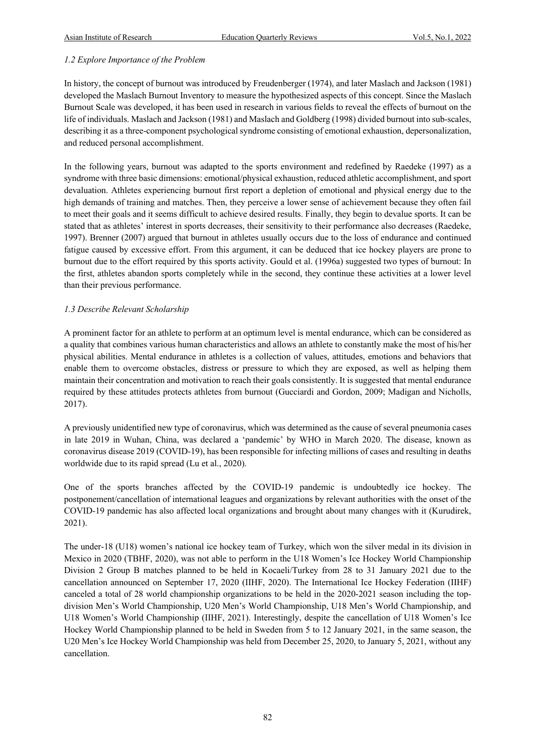*1.2 Explore Importance of the Problem*

In history, the concept of burnout was introduced by Freudenberger (1974), and later Maslach and Jackson (1981) developed the Maslach Burnout Inventory to measure the hypothesized aspects of this concept. Since the Maslach Burnout Scale was developed, it has been used in research in various fields to reveal the effects of burnout on the life of individuals. Maslach and Jackson (1981) and Maslach and Goldberg (1998) divided burnout into sub-scales, describing it as a three-component psychological syndrome consisting of emotional exhaustion, depersonalization, and reduced personal accomplishment.

In the following years, burnout was adapted to the sports environment and redefined by Raedeke (1997) as a syndrome with three basic dimensions: emotional/physical exhaustion, reduced athletic accomplishment, and sport devaluation. Athletes experiencing burnout first report a depletion of emotional and physical energy due to the high demands of training and matches. Then, they perceive a lower sense of achievement because they often fail to meet their goals and it seems difficult to achieve desired results. Finally, they begin to devalue sports. It can be stated that as athletes' interest in sports decreases, their sensitivity to their performance also decreases (Raedeke, 1997). Brenner (2007) argued that burnout in athletes usually occurs due to the loss of endurance and continued fatigue caused by excessive effort. From this argument, it can be deduced that ice hockey players are prone to burnout due to the effort required by this sports activity. Gould et al. (1996a) suggested two types of burnout: In the first, athletes abandon sports completely while in the second, they continue these activities at a lower level than their previous performance.

*1.3 Describe Relevant Scholarship*

A prominent factor for an athlete to perform at an optimum level is mental endurance, which can be considered as a quality that combines various human characteristics and allows an athlete to constantly make the most of his/her physical abilities. Mental endurance in athletes is a collection of values, attitudes, emotions and behaviors that enable them to overcome obstacles, distress or pressure to which they are exposed, as well as helping them maintain their concentration and motivation to reach their goals consistently. It is suggested that mental endurance required by these attitudes protects athletes from burnout (Gucciardi and Gordon, 2009; Madigan and Nicholls, 2017).

A previously unidentified new type of coronavirus, which was determined as the cause of several pneumonia cases in late 2019 in Wuhan, China, was declared a 'pandemic' by WHO in March 2020. The disease, known as coronavirus disease 2019 (COVID-19), has been responsible for infecting millions of cases and resulting in deaths worldwide due to its rapid spread (Lu et al., 2020).

One of the sports branches affected by the COVID-19 pandemic is undoubtedly ice hockey. The postponement/cancellation of international leagues and organizations by relevant authorities with the onset of the COVID-19 pandemic has also affected local organizations and brought about many changes with it (Kurudirek, 2021).

The under-18 (U18) women's national ice hockey team of Turkey, which won the silver medal in its division in Mexico in 2020 (TBHF, 2020), was not able to perform in the U18 Women's Ice Hockey World Championship Division 2 Group B matches planned to be held in Kocaeli/Turkey from 28 to 31 January 2021 due to the cancellation announced on September 17, 2020 (IIHF, 2020). The International Ice Hockey Federation (IIHF) canceled a total of 28 world championship organizations to be held in the 2020-2021 season including the top-division Men's World Championship, U20 Men's World Championship, U18 Men's World Championship, and U18 Women's World Championship (IIHF, 2021). Interestingly, despite the cancellation of U18 Women's Ice Hockey World Championship planned to be held in Sweden from 5 to 12 January 2021, in the same season, the U20 Men's Ice Hockey World Championship was held from December 25, 2020, to January 5, 2021, without any cancellation.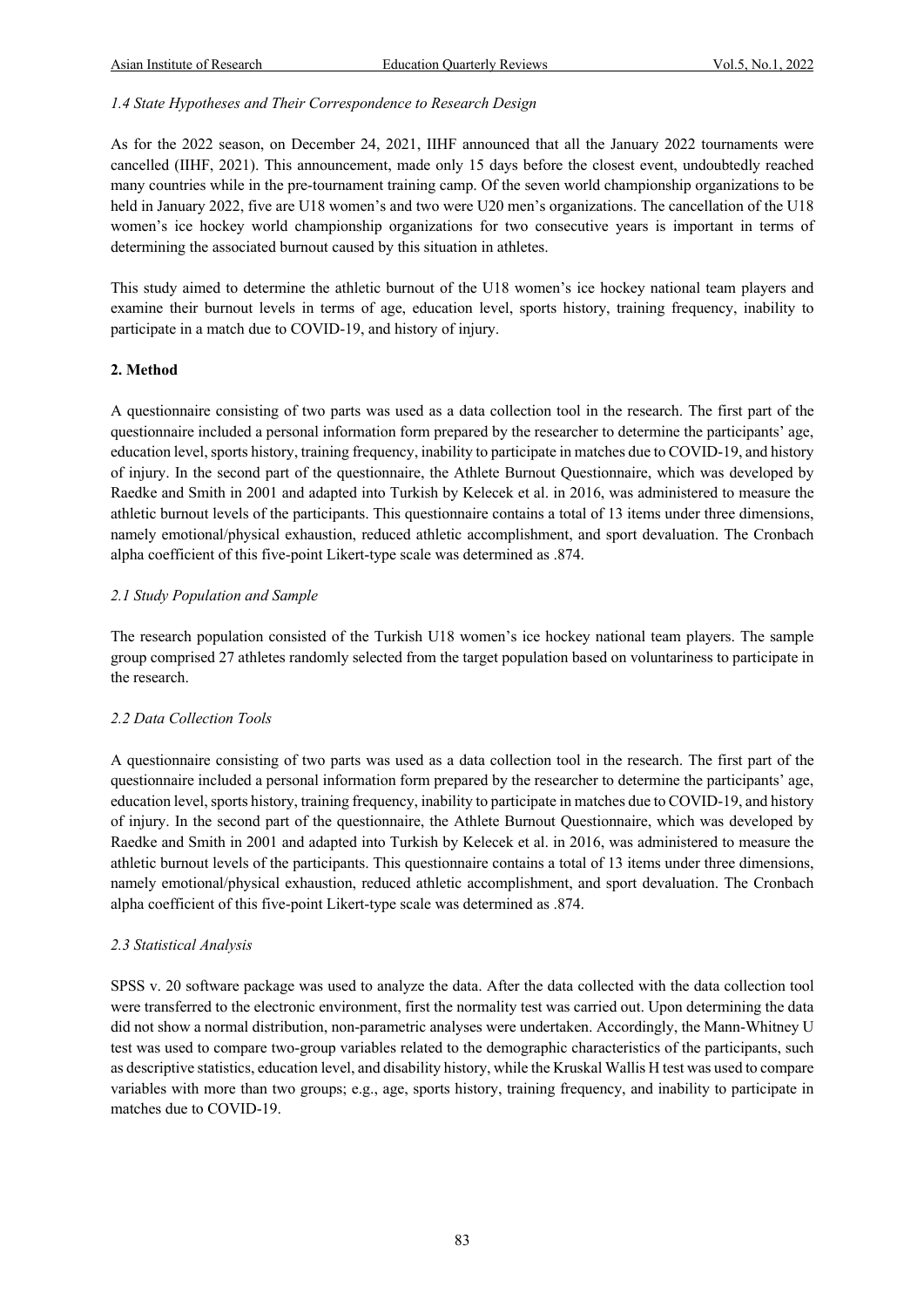### *1.4 State Hypotheses and Their Correspondence to Research Design*

As for the 2022 season, on December 24, 2021, IIHF announced that all the January 2022 tournaments were cancelled (IIHF, 2021). This announcement, made only 15 days before the closest event, undoubtedly reached many countries while in the pre-tournament training camp. Of the seven world championship organizations to be held in January 2022, five are U18 women's and two were U20 men's organizations. The cancellation of the U18 women's ice hockey world championship organizations for two consecutive years is important in terms of determining the associated burnout caused by this situation in athletes.

This study aimed to determine the athletic burnout of the U18 women's ice hockey national team players and examine their burnout levels in terms of age, education level, sports history, training frequency, inability to participate in a match due to COVID-19, and history of injury.

## 2. Method

A questionnaire consisting of two parts was used as a data collection tool in the research. The first part of the questionnaire included a personal information form prepared by the researcher to determine the participants' age, education level, sports history, training frequency, inability to participate in matches due to COVID-19, and history of injury. In the second part of the questionnaire, the Athlete Burnout Questionnaire, which was developed by Raedke and Smith in 2001 and adapted into Turkish by Kelecek et al. in 2016, was administered to measure the athletic burnout levels of the participants. This questionnaire contains a total of 13 items under three dimensions, namely emotional/physical exhaustion, reduced athletic accomplishment, and sport devaluation. The Cronbach alpha coefficient of this five-point Likert-type scale was determined as .874.

### *2.1 Study Population and Sample*

The research population consisted of the Turkish U18 women's ice hockey national team players. The sample group comprised 27 athletes randomly selected from the target population based on voluntariness to participate in the research.

### *2.2 Data Collection Tools*

A questionnaire consisting of two parts was used as a data collection tool in the research. The first part of the questionnaire included a personal information form prepared by the researcher to determine the participants' age, education level, sports history, training frequency, inability to participate in matches due to COVID-19, and history of injury. In the second part of the questionnaire, the Athlete Burnout Questionnaire, which was developed by Raedke and Smith in 2001 and adapted into Turkish by Kelecek et al. in 2016, was administered to measure the athletic burnout levels of the participants. This questionnaire contains a total of 13 items under three dimensions, namely emotional/physical exhaustion, reduced athletic accomplishment, and sport devaluation. The Cronbach alpha coefficient of this five-point Likert-type scale was determined as .874.

### *2.3 Statistical Analysis*

SPSS v. 20 software package was used to analyze the data. After the data collected with the data collection tool were transferred to the electronic environment, first the normality test was carried out. Upon determining the data did not show a normal distribution, non-parametric analyses were undertaken. Accordingly, the Mann-Whitney U test was used to compare two-group variables related to the demographic characteristics of the participants, such as descriptive statistics, education level, and disability history, while the Kruskal Wallis H test was used to compare variables with more than two groups; e.g., age, sports history, training frequency, and inability to participate in matches due to COVID-19.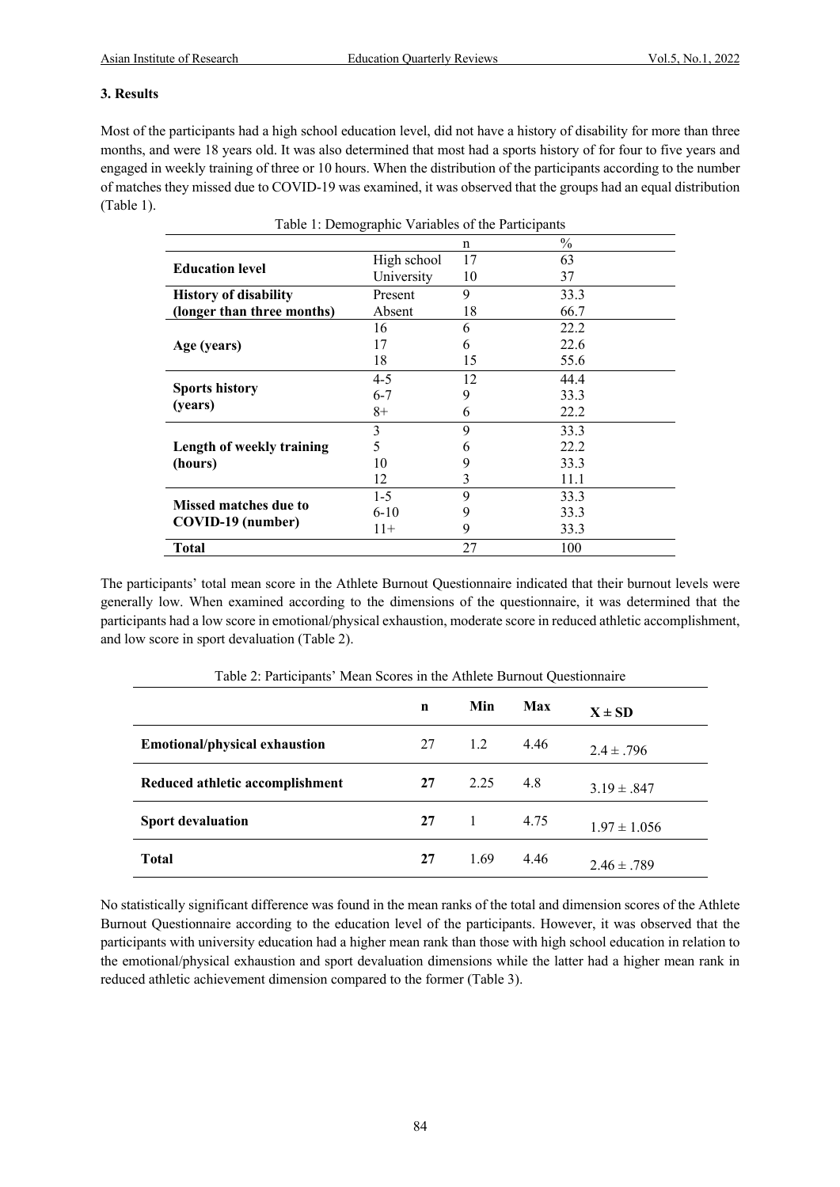## 3. Results

Most of the participants had a high school education level, did not have a history of disability for more than three months, and were 18 years old. It was also determined that most had a sports history of for four to five years and engaged in weekly training of three or 10 hours. When the distribution of the participants according to the number of matches they missed due to COVID-19 was examined, it was observed that the groups had an equal distribution (Table 1).

Table 1: Demographic Variables of the Participants

| | | n | % |
|---|---|---|---|
| **Education level** | High school | 17 | 63 |
| | University | 10 | 37 |
| **History of disability (longer than three months)** | Present | 9 | 33.3 |
| | Absent | 18 | 66.7 |
| **Age (years)** | 16 | 6 | 22.2 |
| | 17 | 6 | 22.6 |
| | 18 | 15 | 55.6 |
| **Sports history (years)** | 4-5 | 12 | 44.4 |
| | 6-7 | 9 | 33.3 |
| | 8+ | 6 | 22.2 |
| **Length of weekly training (hours)** | 3 | 9 | 33.3 |
| | 5 | 6 | 22.2 |
| | 10 | 9 | 33.3 |
| | 12 | 3 | 11.1 |
| **Missed matches due to COVID-19 (number)** | 1-5 | 9 | 33.3 |
| | 6-10 | 9 | 33.3 |
| | 11+ | 9 | 33.3 |
| **Total** | | 27 | 100 |

The participants' total mean score in the Athlete Burnout Questionnaire indicated that their burnout levels were generally low. When examined according to the dimensions of the questionnaire, it was determined that the participants had a low score in emotional/physical exhaustion, moderate score in reduced athletic accomplishment, and low score in sport devaluation (Table 2).

Table 2: Participants' Mean Scores in the Athlete Burnout Questionnaire

| | n | Min | Max | X ± SD |
|---|---|---|---|---|
| **Emotional/physical exhaustion** | 27 | 1.2 | 4.46 | 2.4 ± .796 |
| **Reduced athletic accomplishment** | **27** | 2.25 | 4.8 | 3.19 ± .847 |
| **Sport devaluation** | **27** | 1 | 4.75 | 1.97 ± 1.056 |
| **Total** | **27** | 1.69 | 4.46 | 2.46 ± .789 |

No statistically significant difference was found in the mean ranks of the total and dimension scores of the Athlete Burnout Questionnaire according to the education level of the participants. However, it was observed that the participants with university education had a higher mean rank than those with high school education in relation to the emotional/physical exhaustion and sport devaluation dimensions while the latter had a higher mean rank in reduced athletic achievement dimension compared to the former (Table 3).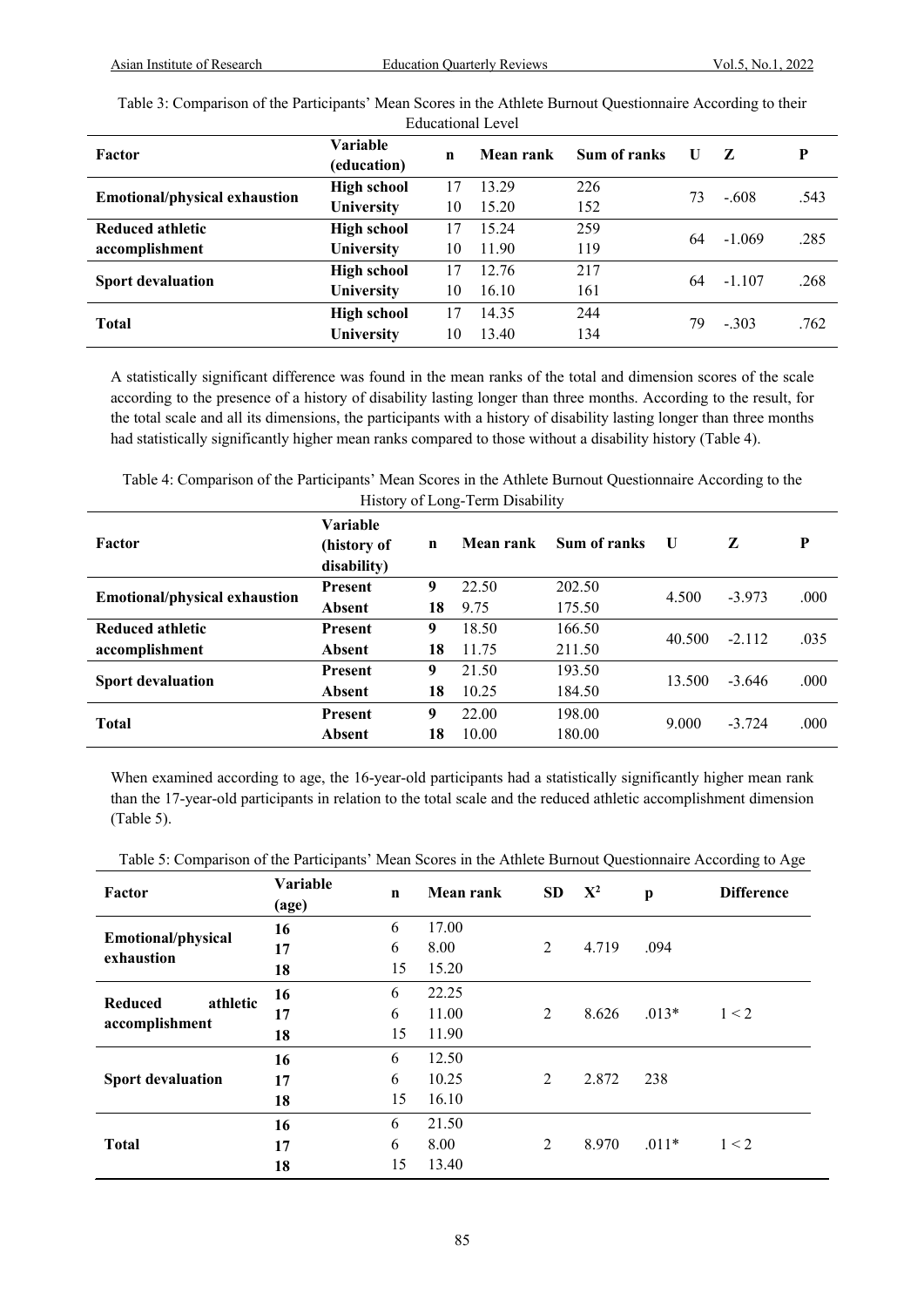Table 3: Comparison of the Participants' Mean Scores in the Athlete Burnout Questionnaire According to their Educational Level

| Factor | Variable (education) | n | Mean rank | Sum of ranks | U | Z | P |
|---|---|---|---|---|---|---|---|
| **Emotional/physical exhaustion** | **High school** | 17 | 13.29 | 226 | 73 | -.608 | .543 |
| | **University** | 10 | 15.20 | 152 | | | |
| **Reduced athletic accomplishment** | **High school** | 17 | 15.24 | 259 | 64 | -1.069 | .285 |
| | **University** | 10 | 11.90 | 119 | | | |
| **Sport devaluation** | **High school** | 17 | 12.76 | 217 | 64 | -1.107 | .268 |
| | **University** | 10 | 16.10 | 161 | | | |
| **Total** | **High school** | 17 | 14.35 | 244 | 79 | -.303 | .762 |
| | **University** | 10 | 13.40 | 134 | | | |

A statistically significant difference was found in the mean ranks of the total and dimension scores of the scale according to the presence of a history of disability lasting longer than three months. According to the result, for the total scale and all its dimensions, the participants with a history of disability lasting longer than three months had statistically significantly higher mean ranks compared to those without a disability history (Table 4).

Table 4: Comparison of the Participants' Mean Scores in the Athlete Burnout Questionnaire According to the History of Long-Term Disability

| Factor | Variable (history of disability) | n | Mean rank | Sum of ranks | U | Z | P |
|---|---|---|---|---|---|---|---|
| **Emotional/physical exhaustion** | **Present** | **9** | 22.50 | 202.50 | 4.500 | -3.973 | .000 |
| | **Absent** | **18** | 9.75 | 175.50 | | | |
| **Reduced athletic accomplishment** | **Present** | **9** | 18.50 | 166.50 | 40.500 | -2.112 | .035 |
| | **Absent** | **18** | 11.75 | 211.50 | | | |
| **Sport devaluation** | **Present** | **9** | 21.50 | 193.50 | 13.500 | -3.646 | .000 |
| | **Absent** | **18** | 10.25 | 184.50 | | | |
| **Total** | **Present** | **9** | 22.00 | 198.00 | 9.000 | -3.724 | .000 |
| | **Absent** | **18** | 10.00 | 180.00 | | | |

When examined according to age, the 16-year-old participants had a statistically significantly higher mean rank than the 17-year-old participants in relation to the total scale and the reduced athletic accomplishment dimension (Table 5).

Table 5: Comparison of the Participants' Mean Scores in the Athlete Burnout Questionnaire According to Age

| Factor | Variable (age) | n | Mean rank | SD | $X^2$ | p | Difference |
|---|---|---|---|---|---|---|---|
| **Emotional/physical exhaustion** | **16** | 6 | 17.00 | 2 | 4.719 | .094 | |
| | **17** | 6 | 8.00 | | | | |
| | **18** | 15 | 15.20 | | | | |
| **Reduced athletic accomplishment** | **16** | 6 | 22.25 | 2 | 8.626 | .013* | 1 < 2 |
| | **17** | 6 | 11.00 | | | | |
| | **18** | 15 | 11.90 | | | | |
| **Sport devaluation** | **16** | 6 | 12.50 | 2 | 2.872 | 238 | |
| | **17** | 6 | 10.25 | | | | |
| | **18** | 15 | 16.10 | | | | |
| **Total** | **16** | 6 | 21.50 | 2 | 8.970 | .011* | 1 < 2 |
| | **17** | 6 | 8.00 | | | | |
| | **18** | 15 | 13.40 | | | | |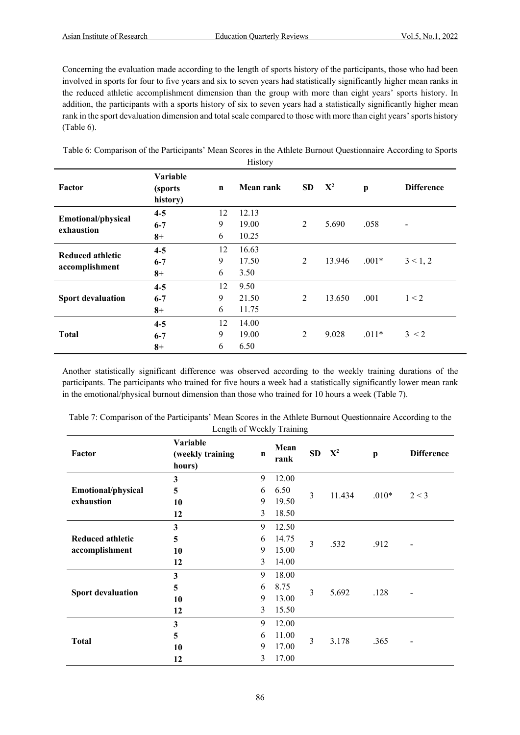Concerning the evaluation made according to the length of sports history of the participants, those who had been involved in sports for four to five years and six to seven years had statistically significantly higher mean ranks in the reduced athletic accomplishment dimension than the group with more than eight years' sports history. In addition, the participants with a sports history of six to seven years had a statistically significantly higher mean rank in the sport devaluation dimension and total scale compared to those with more than eight years' sports history (Table 6).

Table 6: Comparison of the Participants' Mean Scores in the Athlete Burnout Questionnaire According to Sports History

| Factor | Variable (sports history) | n | Mean rank | SD | $X^2$ | p | Difference |
|---|---|---|---|---|---|---|---|
| Emotional/physical exhaustion | 4-5 | 12 | 12.13 | 2 | 5.690 | .058 | - |
| | 6-7 | 9 | 19.00 | | | | |
| | 8+ | 6 | 10.25 | | | | |
| Reduced athletic accomplishment | 4-5 | 12 | 16.63 | 2 | 13.946 | .001* | 3 < 1, 2 |
| | 6-7 | 9 | 17.50 | | | | |
| | 8+ | 6 | 3.50 | | | | |
| Sport devaluation | 4-5 | 12 | 9.50 | 2 | 13.650 | .001 | 1 < 2 |
| | 6-7 | 9 | 21.50 | | | | |
| | 8+ | 6 | 11.75 | | | | |
| Total | 4-5 | 12 | 14.00 | 2 | 9.028 | .011* | 3 < 2 |
| | 6-7 | 9 | 19.00 | | | | |
| | 8+ | 6 | 6.50 | | | | |

Another statistically significant difference was observed according to the weekly training durations of the participants. The participants who trained for five hours a week had a statistically significantly lower mean rank in the emotional/physical burnout dimension than those who trained for 10 hours a week (Table 7).

Table 7: Comparison of the Participants' Mean Scores in the Athlete Burnout Questionnaire According to the Length of Weekly Training

| Factor | Variable (weekly training hours) | n | Mean rank | SD | $X^2$ | p | Difference |
|---|---|---|---|---|---|---|---|
| Emotional/physical exhaustion | 3 | 9 | 12.00 | 3 | 11.434 | .010* | 2 < 3 |
| | 5 | 6 | 6.50 | | | | |
| | 10 | 9 | 19.50 | | | | |
| | 12 | 3 | 18.50 | | | | |
| Reduced athletic accomplishment | 3 | 9 | 12.50 | 3 | .532 | .912 | - |
| | 5 | 6 | 14.75 | | | | |
| | 10 | 9 | 15.00 | | | | |
| | 12 | 3 | 14.00 | | | | |
| Sport devaluation | 3 | 9 | 18.00 | 3 | 5.692 | .128 | - |
| | 5 | 6 | 8.75 | | | | |
| | 10 | 9 | 13.00 | | | | |
| | 12 | 3 | 15.50 | | | | |
| Total | 3 | 9 | 12.00 | 3 | 3.178 | .365 | - |
| | 5 | 6 | 11.00 | | | | |
| | 10 | 9 | 17.00 | | | | |
| | 12 | 3 | 17.00 | | | | |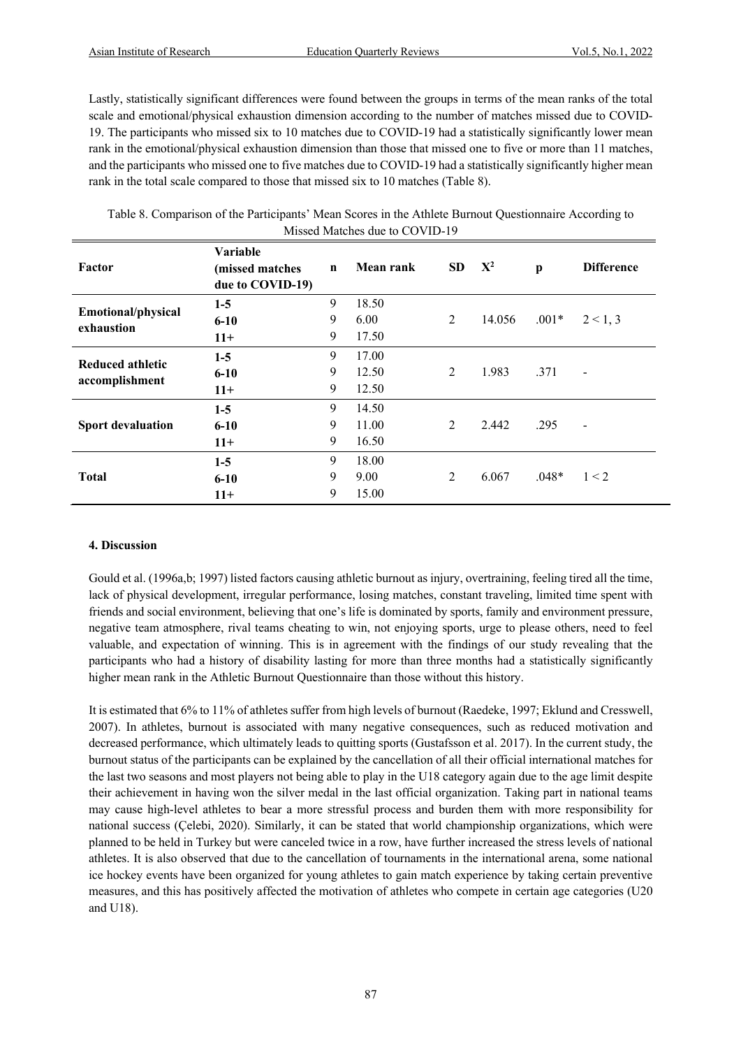Lastly, statistically significant differences were found between the groups in terms of the mean ranks of the total scale and emotional/physical exhaustion dimension according to the number of matches missed due to COVID-19. The participants who missed six to 10 matches due to COVID-19 had a statistically significantly lower mean rank in the emotional/physical exhaustion dimension than those that missed one to five or more than 11 matches, and the participants who missed one to five matches due to COVID-19 had a statistically significantly higher mean rank in the total scale compared to those that missed six to 10 matches (Table 8).

Table 8. Comparison of the Participants' Mean Scores in the Athlete Burnout Questionnaire According to Missed Matches due to COVID-19

| Factor | Variable (missed matches due to COVID-19) | n | Mean rank | SD | $X^2$ | p | Difference |
|---|---|---|---|---|---|---|---|
| **Emotional/physical exhaustion** | **1-5** | 9 | 18.50 | 2 | 14.056 | .001* | 2 < 1, 3 |
| | **6-10** | 9 | 6.00 | | | | |
| | **11+** | 9 | 17.50 | | | | |
| **Reduced athletic accomplishment** | **1-5** | 9 | 17.00 | 2 | 1.983 | .371 | - |
| | **6-10** | 9 | 12.50 | | | | |
| | **11+** | 9 | 12.50 | | | | |
| **Sport devaluation** | **1-5** | 9 | 14.50 | 2 | 2.442 | .295 | - |
| | **6-10** | 9 | 11.00 | | | | |
| | **11+** | 9 | 16.50 | | | | |
| **Total** | **1-5** | 9 | 18.00 | 2 | 6.067 | .048* | 1 < 2 |
| | **6-10** | 9 | 9.00 | | | | |
| | **11+** | 9 | 15.00 | | | | |

## 4. Discussion

Gould et al. (1996a,b; 1997) listed factors causing athletic burnout as injury, overtraining, feeling tired all the time, lack of physical development, irregular performance, losing matches, constant traveling, limited time spent with friends and social environment, believing that one's life is dominated by sports, family and environment pressure, negative team atmosphere, rival teams cheating to win, not enjoying sports, urge to please others, need to feel valuable, and expectation of winning. This is in agreement with the findings of our study revealing that the participants who had a history of disability lasting for more than three months had a statistically significantly higher mean rank in the Athletic Burnout Questionnaire than those without this history.

It is estimated that 6% to 11% of athletes suffer from high levels of burnout (Raedeke, 1997; Eklund and Cresswell, 2007). In athletes, burnout is associated with many negative consequences, such as reduced motivation and decreased performance, which ultimately leads to quitting sports (Gustafsson et al. 2017). In the current study, the burnout status of the participants can be explained by the cancellation of all their official international matches for the last two seasons and most players not being able to play in the U18 category again due to the age limit despite their achievement in having won the silver medal in the last official organization. Taking part in national teams may cause high-level athletes to bear a more stressful process and burden them with more responsibility for national success (Çelebi, 2020). Similarly, it can be stated that world championship organizations, which were planned to be held in Turkey but were canceled twice in a row, have further increased the stress levels of national athletes. It is also observed that due to the cancellation of tournaments in the international arena, some national ice hockey events have been organized for young athletes to gain match experience by taking certain preventive measures, and this has positively affected the motivation of athletes who compete in certain age categories (U20 and U18).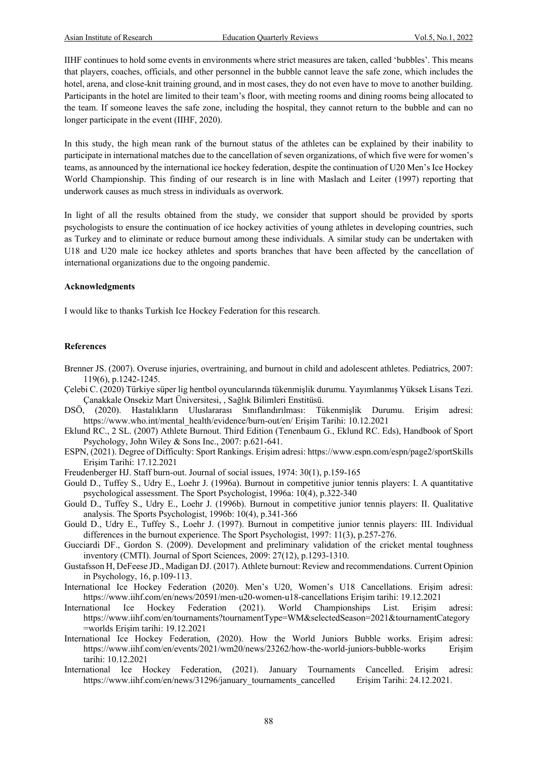IIHF continues to hold some events in environments where strict measures are taken, called 'bubbles'. This means that players, coaches, officials, and other personnel in the bubble cannot leave the safe zone, which includes the hotel, arena, and close-knit training ground, and in most cases, they do not even have to move to another building. Participants in the hotel are limited to their team's floor, with meeting rooms and dining rooms being allocated to the team. If someone leaves the safe zone, including the hospital, they cannot return to the bubble and can no longer participate in the event (IIHF, 2020).

In this study, the high mean rank of the burnout status of the athletes can be explained by their inability to participate in international matches due to the cancellation of seven organizations, of which five were for women's teams, as announced by the international ice hockey federation, despite the continuation of U20 Men's Ice Hockey World Championship. This finding of our research is in line with Maslach and Leiter (1997) reporting that underwork causes as much stress in individuals as overwork.

In light of all the results obtained from the study, we consider that support should be provided by sports psychologists to ensure the continuation of ice hockey activities of young athletes in developing countries, such as Turkey and to eliminate or reduce burnout among these individuals. A similar study can be undertaken with U18 and U20 male ice hockey athletes and sports branches that have been affected by the cancellation of international organizations due to the ongoing pandemic.

#### Acknowledgments

I would like to thanks Turkish Ice Hockey Federation for this research.

#### References

Brenner JS. (2007). Overuse injuries, overtraining, and burnout in child and adolescent athletes. Pediatrics, 2007: 119(6), p.1242-1245.

Çelebi C. (2020) Türkiye süper lig hentbol oyuncularında tükenmişlik durumu. Yayımlanmış Yüksek Lisans Tezi. Çanakkale Onsekiz Mart Üniversitesi, , Sağlık Bilimleri Enstitüsü.

DSÖ, (2020). Hastalıkların Uluslararası Sınıflandırılması: Tükenmişlik Durumu. Erişim adresi: https://www.who.int/mental_health/evidence/burn-out/en/ Erişim Tarihi: 10.12.2021

Eklund RC., 2 SL. (2007) Athlete Burnout. Third Edition (Tenenbaum G., Eklund RC. Eds), Handbook of Sport Psychology, John Wiley & Sons Inc., 2007: p.621-641.

ESPN, (2021). Degree of Difficulty: Sport Rankings. Erişim adresi: https://www.espn.com/espn/page2/sportSkills Erişim Tarihi: 17.12.2021

Freudenberger HJ. Staff burn-out. Journal of social issues, 1974: 30(1), p.159-165

Gould D., Tuffey S., Udry E., Loehr J. (1996a). Burnout in competitive junior tennis players: I. A quantitative psychological assessment. The Sport Psychologist, 1996a: 10(4), p.322-340

Gould D., Tuffey S., Udry E., Loehr J. (1996b). Burnout in competitive junior tennis players: II. Qualitative analysis. The Sports Psychologist, 1996b: 10(4), p.341-366

Gould D., Udry E., Tuffey S., Loehr J. (1997). Burnout in competitive junior tennis players: III. Individual differences in the burnout experience. The Sport Psychologist, 1997: 11(3), p.257-276.

Gucciardi DF., Gordon S. (2009). Development and preliminary validation of the cricket mental toughness inventory (CMTI). Journal of Sport Sciences, 2009: 27(12), p.1293-1310.

Gustafsson H, DeFeese JD., Madigan DJ. (2017). Athlete burnout: Review and recommendations. Current Opinion in Psychology, 16, p.109-113.

International Ice Hockey Federation (2020). Men's U20, Women's U18 Cancellations. Erişim adresi: https://www.iihf.com/en/news/20591/men-u20-women-u18-cancellations Erişim tarihi: 19.12.2021

International Ice Hockey Federation (2021). World Championships List. Erişim adresi: https://www.iihf.com/en/tournaments?tournamentType=WM&selectedSeason=2021&tournamentCategory=worlds Erişim tarihi: 19.12.2021

International Ice Hockey Federation, (2020). How the World Juniors Bubble works. Erişim adresi: https://www.iihf.com/en/events/2021/wm20/news/23262/how-the-world-juniors-bubble-works Erişim tarihi: 10.12.2021

International Ice Hockey Federation, (2021). January Tournaments Cancelled. Erişim adresi: https://www.iihf.com/en/news/31296/january_tournaments_cancelled Erişim Tarihi: 24.12.2021.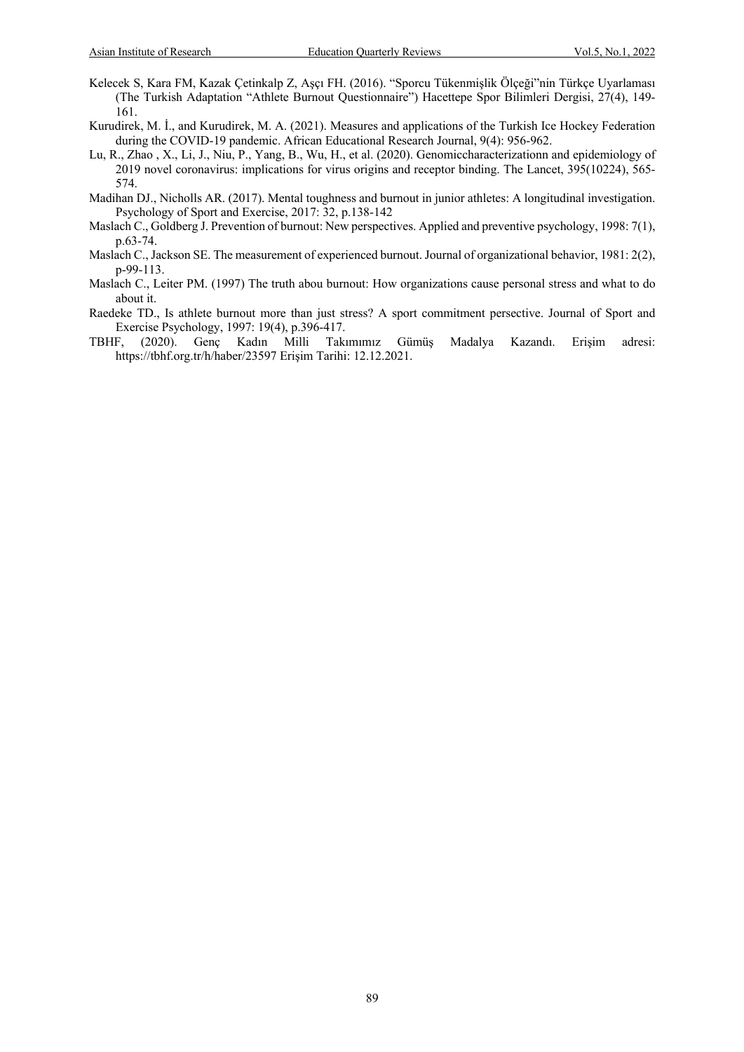Kelecek S, Kara FM, Kazak Çetinkalp Z, Aşçı FH. (2016). "Sporcu Tükenmişlik Ölçeği"nin Türkçe Uyarlaması (The Turkish Adaptation "Athlete Burnout Questionnaire") Hacettepe Spor Bilimleri Dergisi, 27(4), 149-161.

Kurudirek, M. İ., and Kurudirek, M. A. (2021). Measures and applications of the Turkish Ice Hockey Federation during the COVID-19 pandemic. African Educational Research Journal, 9(4): 956-962.

Lu, R., Zhao , X., Li, J., Niu, P., Yang, B., Wu, H., et al. (2020). Genomiccharacterizationn and epidemiology of 2019 novel coronavirus: implications for virus origins and receptor binding. The Lancet, 395(10224), 565-574.

Madihan DJ., Nicholls AR. (2017). Mental toughness and burnout in junior athletes: A longitudinal investigation. Psychology of Sport and Exercise, 2017: 32, p.138-142

Maslach C., Goldberg J. Prevention of burnout: New perspectives. Applied and preventive psychology, 1998: 7(1), p.63-74.

Maslach C., Jackson SE. The measurement of experienced burnout. Journal of organizational behavior, 1981: 2(2), p-99-113.

Maslach C., Leiter PM. (1997) The truth abou burnout: How organizations cause personal stress and what to do about it.

Raedeke TD., Is athlete burnout more than just stress? A sport commitment persective. Journal of Sport and Exercise Psychology, 1997: 19(4), p.396-417.

TBHF, (2020). Genç Kadın Milli Takımımız Gümüş Madalya Kazandı. Erişim adresi: https://tbhf.org.tr/h/haber/23597 Erişim Tarihi: 12.12.2021.